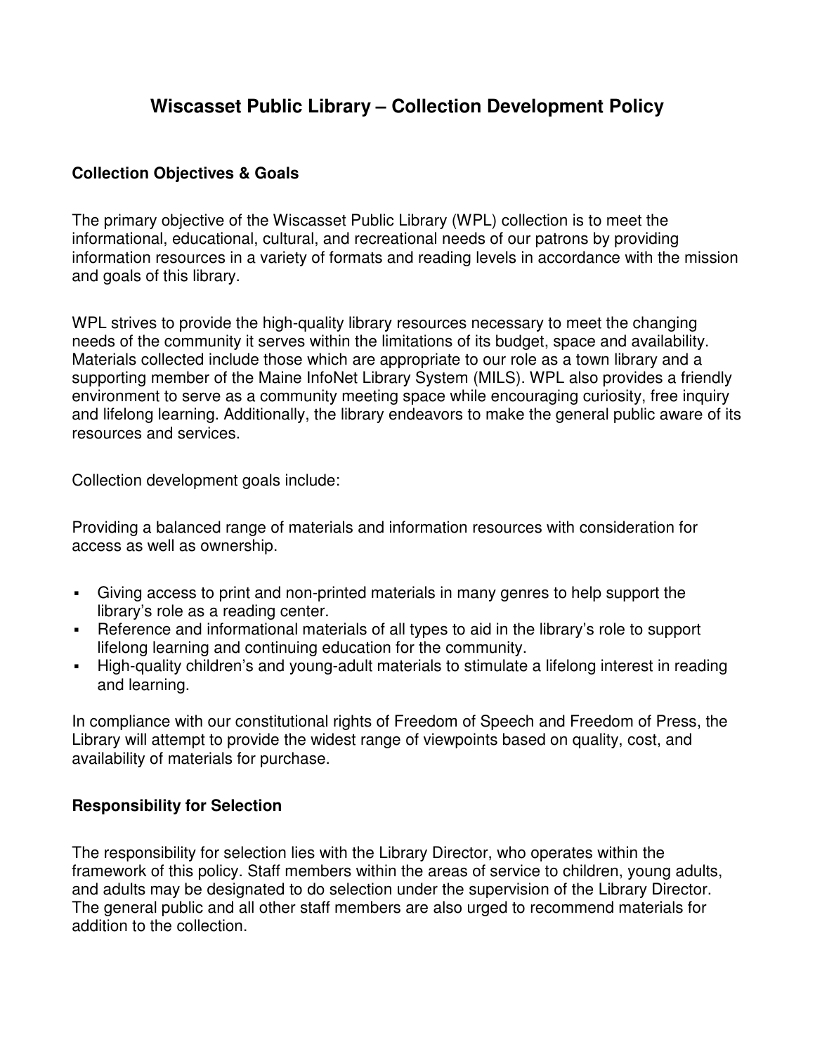# Wiscasset Public Library – Collection Development Policy

## Collection Objectives & Goals

The primary objective of the Wiscasset Public Library (WPL) collection is to meet the informational, educational, cultural, and recreational needs of our patrons by providing information resources in a variety of formats and reading levels in accordance with the mission and goals of this library.

WPL strives to provide the high-quality library resources necessary to meet the changing needs of the community it serves within the limitations of its budget, space and availability. Materials collected include those which are appropriate to our role as a town library and a supporting member of the Maine InfoNet Library System (MILS). WPL also provides a friendly environment to serve as a community meeting space while encouraging curiosity, free inquiry and lifelong learning. Additionally, the library endeavors to make the general public aware of its resources and services.

Collection development goals include:

Providing a balanced range of materials and information resources with consideration for access as well as ownership.

- Giving access to print and non-printed materials in many genres to help support the library's role as a reading center.
- Reference and informational materials of all types to aid in the library's role to support lifelong learning and continuing education for the community.
- High-quality children's and young-adult materials to stimulate a lifelong interest in reading and learning.

In compliance with our constitutional rights of Freedom of Speech and Freedom of Press, the Library will attempt to provide the widest range of viewpoints based on quality, cost, and availability of materials for purchase.

## Responsibility for Selection

The responsibility for selection lies with the Library Director, who operates within the framework of this policy. Staff members within the areas of service to children, young adults, and adults may be designated to do selection under the supervision of the Library Director. The general public and all other staff members are also urged to recommend materials for addition to the collection.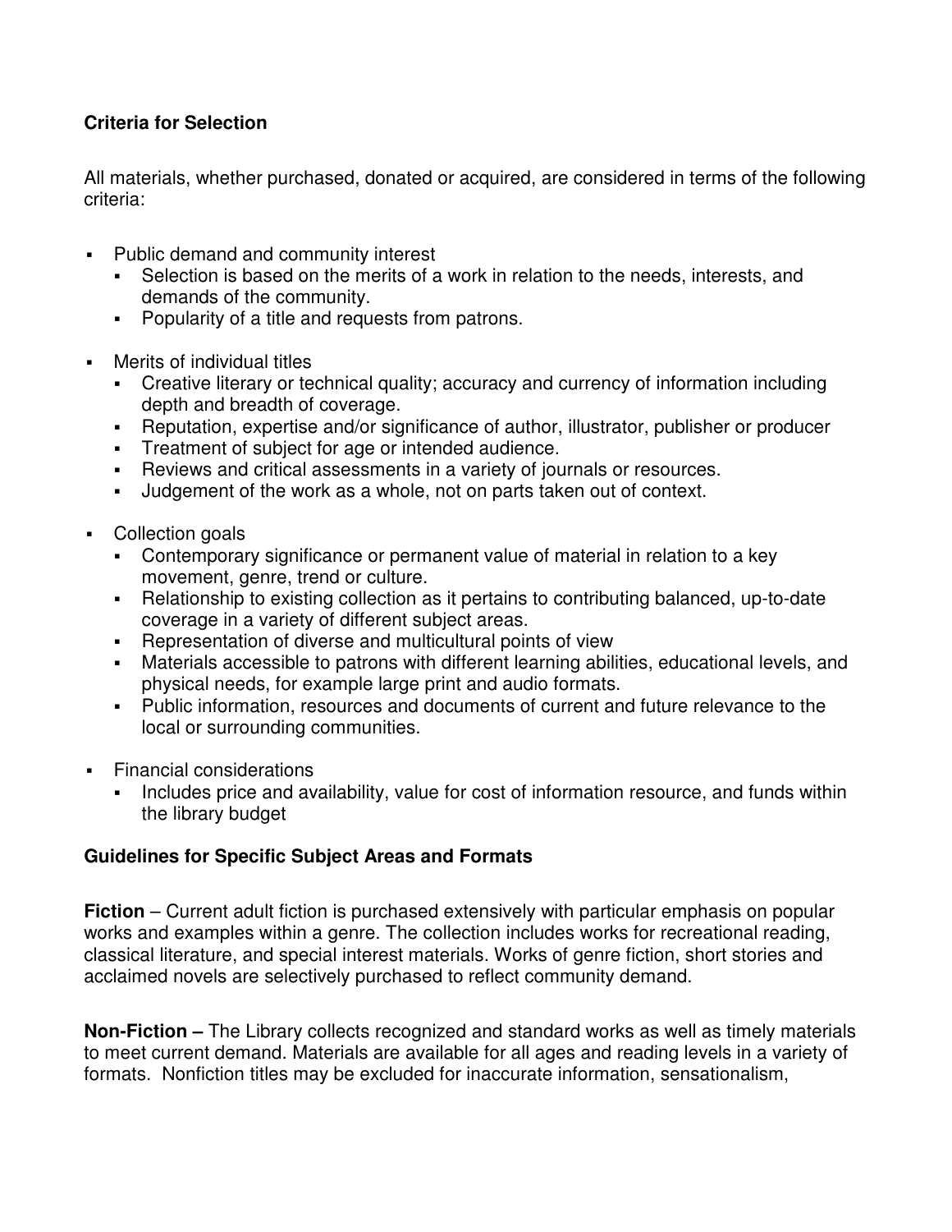**Criteria for Selection**

All materials, whether purchased, donated or acquired, are considered in terms of the following criteria:

- Public demand and community interest
  - Selection is based on the merits of a work in relation to the needs, interests, and demands of the community.
  - Popularity of a title and requests from patrons.
- Merits of individual titles
  - Creative literary or technical quality; accuracy and currency of information including depth and breadth of coverage.
  - Reputation, expertise and/or significance of author, illustrator, publisher or producer
  - Treatment of subject for age or intended audience.
  - Reviews and critical assessments in a variety of journals or resources.
  - Judgement of the work as a whole, not on parts taken out of context.
- Collection goals
  - Contemporary significance or permanent value of material in relation to a key movement, genre, trend or culture.
  - Relationship to existing collection as it pertains to contributing balanced, up-to-date coverage in a variety of different subject areas.
  - Representation of diverse and multicultural points of view
  - Materials accessible to patrons with different learning abilities, educational levels, and physical needs, for example large print and audio formats.
  - Public information, resources and documents of current and future relevance to the local or surrounding communities.
- Financial considerations
  - Includes price and availability, value for cost of information resource, and funds within the library budget

**Guidelines for Specific Subject Areas and Formats**

**Fiction** – Current adult fiction is purchased extensively with particular emphasis on popular works and examples within a genre. The collection includes works for recreational reading, classical literature, and special interest materials. Works of genre fiction, short stories and acclaimed novels are selectively purchased to reflect community demand.

**Non-Fiction –** The Library collects recognized and standard works as well as timely materials to meet current demand. Materials are available for all ages and reading levels in a variety of formats. Nonfiction titles may be excluded for inaccurate information, sensationalism,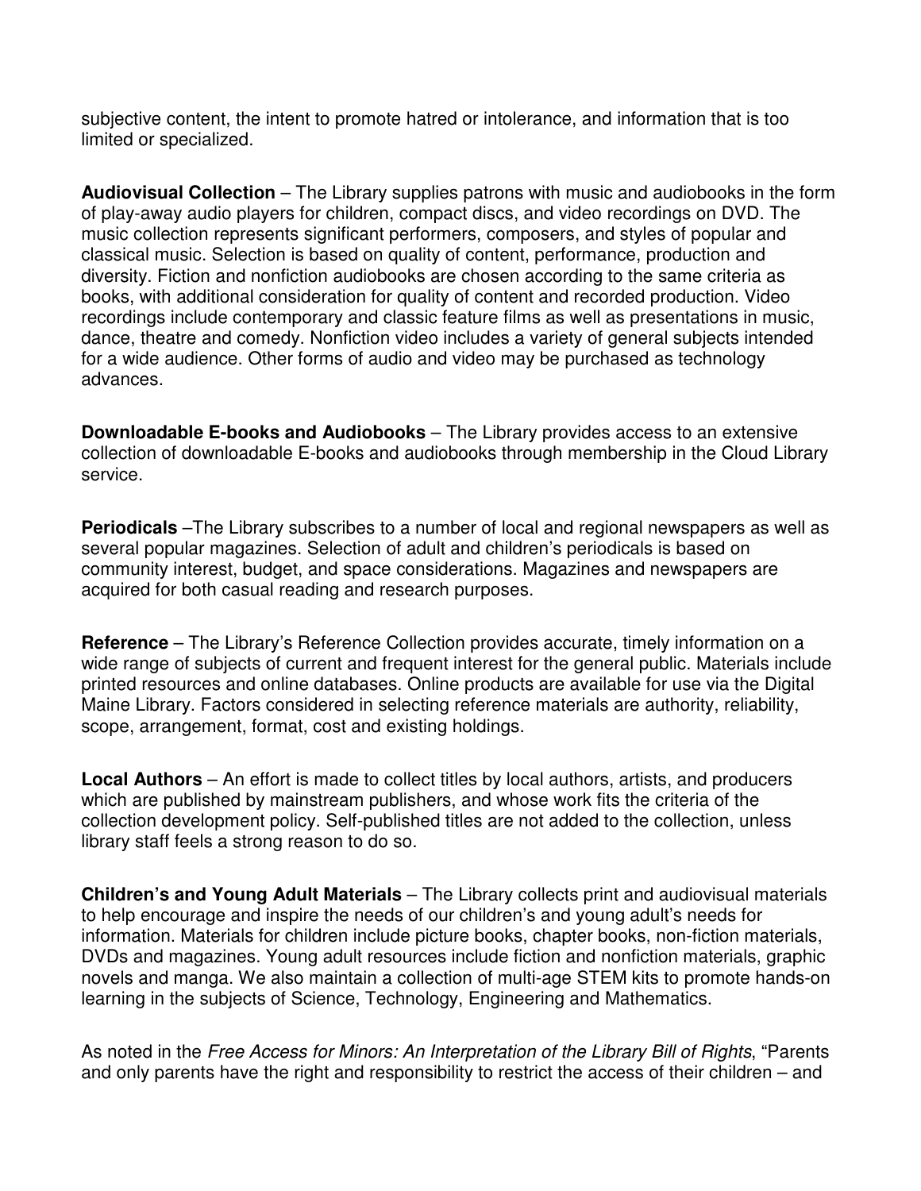subjective content, the intent to promote hatred or intolerance, and information that is too limited or specialized.

**Audiovisual Collection** – The Library supplies patrons with music and audiobooks in the form of play-away audio players for children, compact discs, and video recordings on DVD. The music collection represents significant performers, composers, and styles of popular and classical music. Selection is based on quality of content, performance, production and diversity. Fiction and nonfiction audiobooks are chosen according to the same criteria as books, with additional consideration for quality of content and recorded production. Video recordings include contemporary and classic feature films as well as presentations in music, dance, theatre and comedy. Nonfiction video includes a variety of general subjects intended for a wide audience. Other forms of audio and video may be purchased as technology advances.

**Downloadable E-books and Audiobooks** – The Library provides access to an extensive collection of downloadable E-books and audiobooks through membership in the Cloud Library service.

**Periodicals** –The Library subscribes to a number of local and regional newspapers as well as several popular magazines. Selection of adult and children's periodicals is based on community interest, budget, and space considerations. Magazines and newspapers are acquired for both casual reading and research purposes.

**Reference** – The Library's Reference Collection provides accurate, timely information on a wide range of subjects of current and frequent interest for the general public. Materials include printed resources and online databases. Online products are available for use via the Digital Maine Library. Factors considered in selecting reference materials are authority, reliability, scope, arrangement, format, cost and existing holdings.

**Local Authors** – An effort is made to collect titles by local authors, artists, and producers which are published by mainstream publishers, and whose work fits the criteria of the collection development policy. Self-published titles are not added to the collection, unless library staff feels a strong reason to do so.

**Children's and Young Adult Materials** – The Library collects print and audiovisual materials to help encourage and inspire the needs of our children's and young adult's needs for information. Materials for children include picture books, chapter books, non-fiction materials, DVDs and magazines. Young adult resources include fiction and nonfiction materials, graphic novels and manga. We also maintain a collection of multi-age STEM kits to promote hands-on learning in the subjects of Science, Technology, Engineering and Mathematics.

As noted in the *Free Access for Minors: An Interpretation of the Library Bill of Rights*, "Parents and only parents have the right and responsibility to restrict the access of their children – and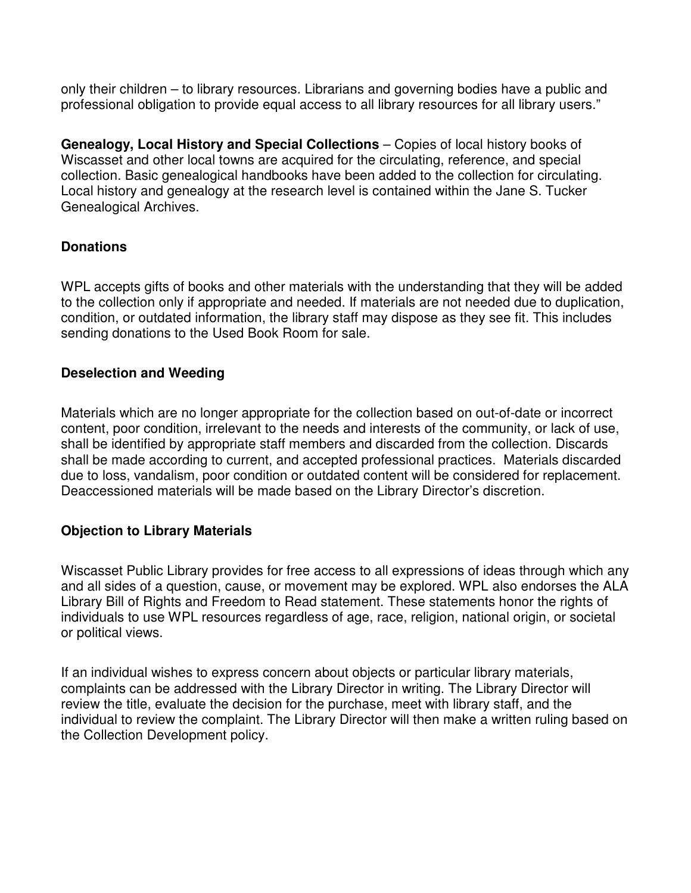only their children – to library resources. Librarians and governing bodies have a public and professional obligation to provide equal access to all library resources for all library users."

**Genealogy, Local History and Special Collections** – Copies of local history books of Wiscasset and other local towns are acquired for the circulating, reference, and special collection. Basic genealogical handbooks have been added to the collection for circulating. Local history and genealogy at the research level is contained within the Jane S. Tucker Genealogical Archives.

### Donations

WPL accepts gifts of books and other materials with the understanding that they will be added to the collection only if appropriate and needed. If materials are not needed due to duplication, condition, or outdated information, the library staff may dispose as they see fit. This includes sending donations to the Used Book Room for sale.

### Deselection and Weeding

Materials which are no longer appropriate for the collection based on out-of-date or incorrect content, poor condition, irrelevant to the needs and interests of the community, or lack of use, shall be identified by appropriate staff members and discarded from the collection. Discards shall be made according to current, and accepted professional practices. Materials discarded due to loss, vandalism, poor condition or outdated content will be considered for replacement. Deaccessioned materials will be made based on the Library Director's discretion.

### Objection to Library Materials

Wiscasset Public Library provides for free access to all expressions of ideas through which any and all sides of a question, cause, or movement may be explored. WPL also endorses the ALA Library Bill of Rights and Freedom to Read statement. These statements honor the rights of individuals to use WPL resources regardless of age, race, religion, national origin, or societal or political views.

If an individual wishes to express concern about objects or particular library materials, complaints can be addressed with the Library Director in writing. The Library Director will review the title, evaluate the decision for the purchase, meet with library staff, and the individual to review the complaint. The Library Director will then make a written ruling based on the Collection Development policy.